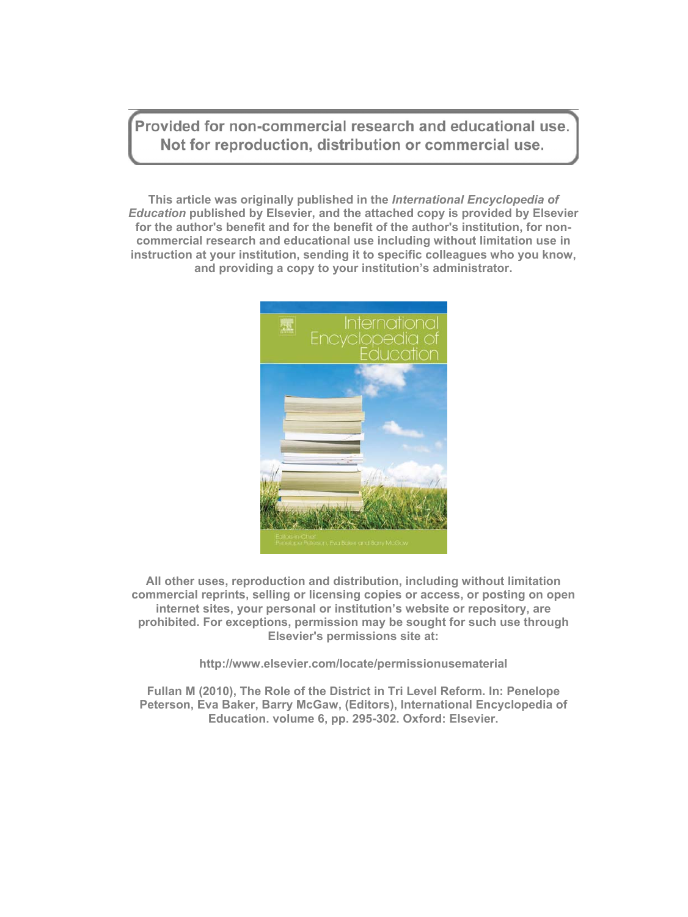Provided for non-commercial research and educational use.
Not for reproduction, distribution or commercial use.

**This article was originally published in the *International Encyclopedia of Education* published by Elsevier, and the attached copy is provided by Elsevier for the author's benefit and for the benefit of the author's institution, for non-commercial research and educational use including without limitation use in instruction at your institution, sending it to specific colleagues who you know, and providing a copy to your institution's administrator.**

**All other uses, reproduction and distribution, including without limitation commercial reprints, selling or licensing copies or access, or posting on open internet sites, your personal or institution's website or repository, are prohibited. For exceptions, permission may be sought for such use through Elsevier's permissions site at:**

**http://www.elsevier.com/locate/permissionusematerial**

**Fullan M (2010), The Role of the District in Tri Level Reform. In: Penelope Peterson, Eva Baker, Barry McGaw, (Editors), International Encyclopedia of Education. volume 6, pp. 295-302. Oxford: Elsevier.**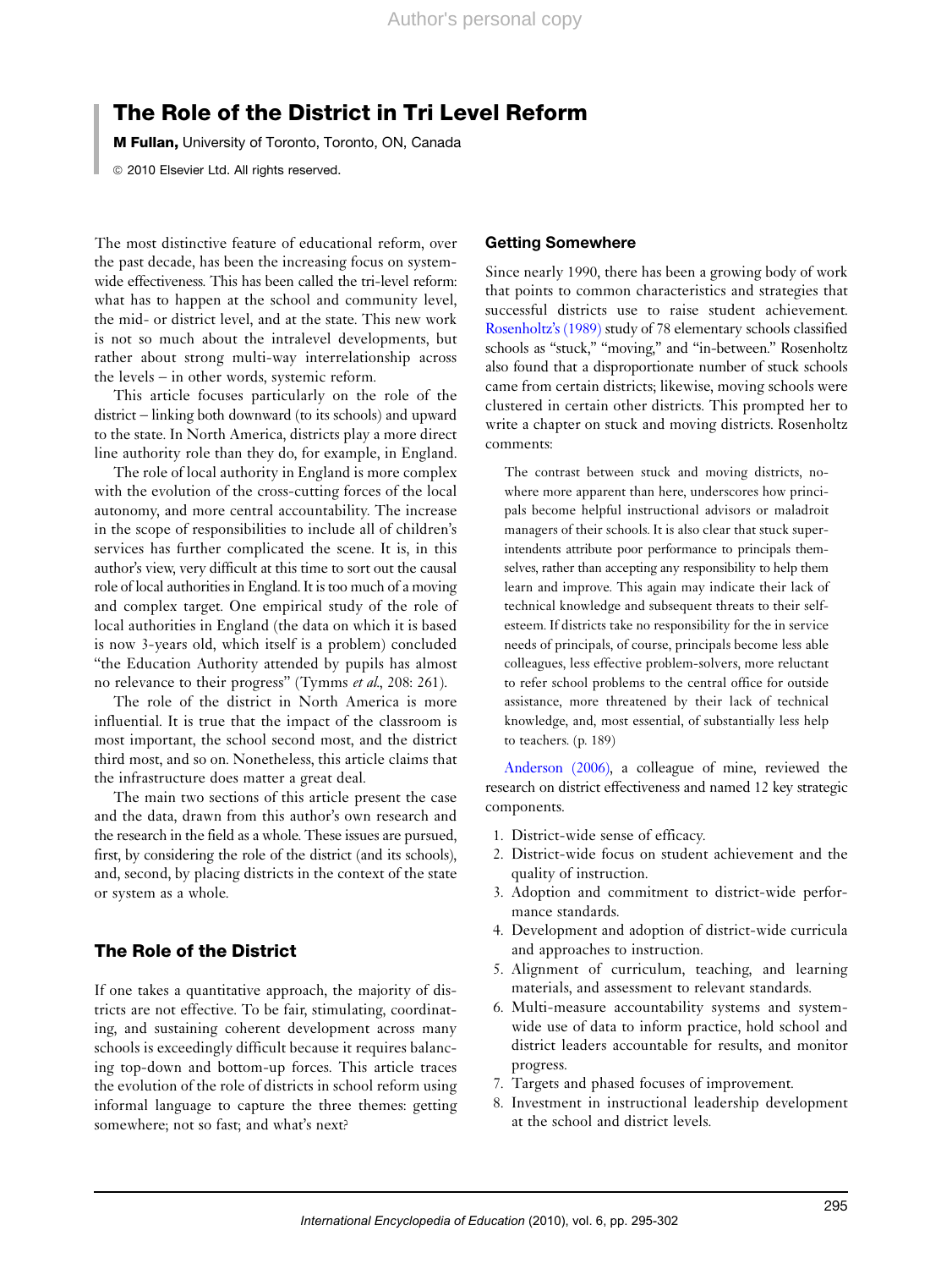# The Role of the District in Tri Level Reform

**M Fullan,** University of Toronto, Toronto, ON, Canada

© 2010 Elsevier Ltd. All rights reserved.

The most distinctive feature of educational reform, over the past decade, has been the increasing focus on system-wide effectiveness. This has been called the tri-level reform: what has to happen at the school and community level, the mid- or district level, and at the state. This new work is not so much about the intralevel developments, but rather about strong multi-way interrelationship across the levels – in other words, systemic reform.

This article focuses particularly on the role of the district – linking both downward (to its schools) and upward to the state. In North America, districts play a more direct line authority role than they do, for example, in England.

The role of local authority in England is more complex with the evolution of the cross-cutting forces of the local autonomy, and more central accountability. The increase in the scope of responsibilities to include all of children's services has further complicated the scene. It is, in this author's view, very difficult at this time to sort out the causal role of local authorities in England. It is too much of a moving and complex target. One empirical study of the role of local authorities in England (the data on which it is based is now 3-years old, which itself is a problem) concluded "the Education Authority attended by pupils has almost no relevance to their progress" (Tymms *et al.*, 208: 261).

The role of the district in North America is more influential. It is true that the impact of the classroom is most important, the school second most, and the district third most, and so on. Nonetheless, this article claims that the infrastructure does matter a great deal.

The main two sections of this article present the case and the data, drawn from this author's own research and the research in the field as a whole. These issues are pursued, first, by considering the role of the district (and its schools), and, second, by placing districts in the context of the state or system as a whole.

## The Role of the District

If one takes a quantitative approach, the majority of districts are not effective. To be fair, stimulating, coordinating, and sustaining coherent development across many schools is exceedingly difficult because it requires balancing top-down and bottom-up forces. This article traces the evolution of the role of districts in school reform using informal language to capture the three themes: getting somewhere; not so fast; and what's next?

### Getting Somewhere

Since nearly 1990, there has been a growing body of work that points to common characteristics and strategies that successful districts use to raise student achievement. Rosenholtz's (1989) study of 78 elementary schools classified schools as "stuck," "moving," and "in-between." Rosenholtz also found that a disproportionate number of stuck schools came from certain districts; likewise, moving schools were clustered in certain other districts. This prompted her to write a chapter on stuck and moving districts. Rosenholtz comments:

> The contrast between stuck and moving districts, nowhere more apparent than here, underscores how principals become helpful instructional advisors or maladroit managers of their schools. It is also clear that stuck superintendents attribute poor performance to principals themselves, rather than accepting any responsibility to help them learn and improve. This again may indicate their lack of technical knowledge and subsequent threats to their self-esteem. If districts take no responsibility for the in service needs of principals, of course, principals become less able colleagues, less effective problem-solvers, more reluctant to refer school problems to the central office for outside assistance, more threatened by their lack of technical knowledge, and, most essential, of substantially less help to teachers. (p. 189)

Anderson (2006), a colleague of mine, reviewed the research on district effectiveness and named 12 key strategic components.

1. District-wide sense of efficacy.
2. District-wide focus on student achievement and the quality of instruction.
3. Adoption and commitment to district-wide performance standards.
4. Development and adoption of district-wide curricula and approaches to instruction.
5. Alignment of curriculum, teaching, and learning materials, and assessment to relevant standards.
6. Multi-measure accountability systems and system-wide use of data to inform practice, hold school and district leaders accountable for results, and monitor progress.
7. Targets and phased focuses of improvement.
8. Investment in instructional leadership development at the school and district levels.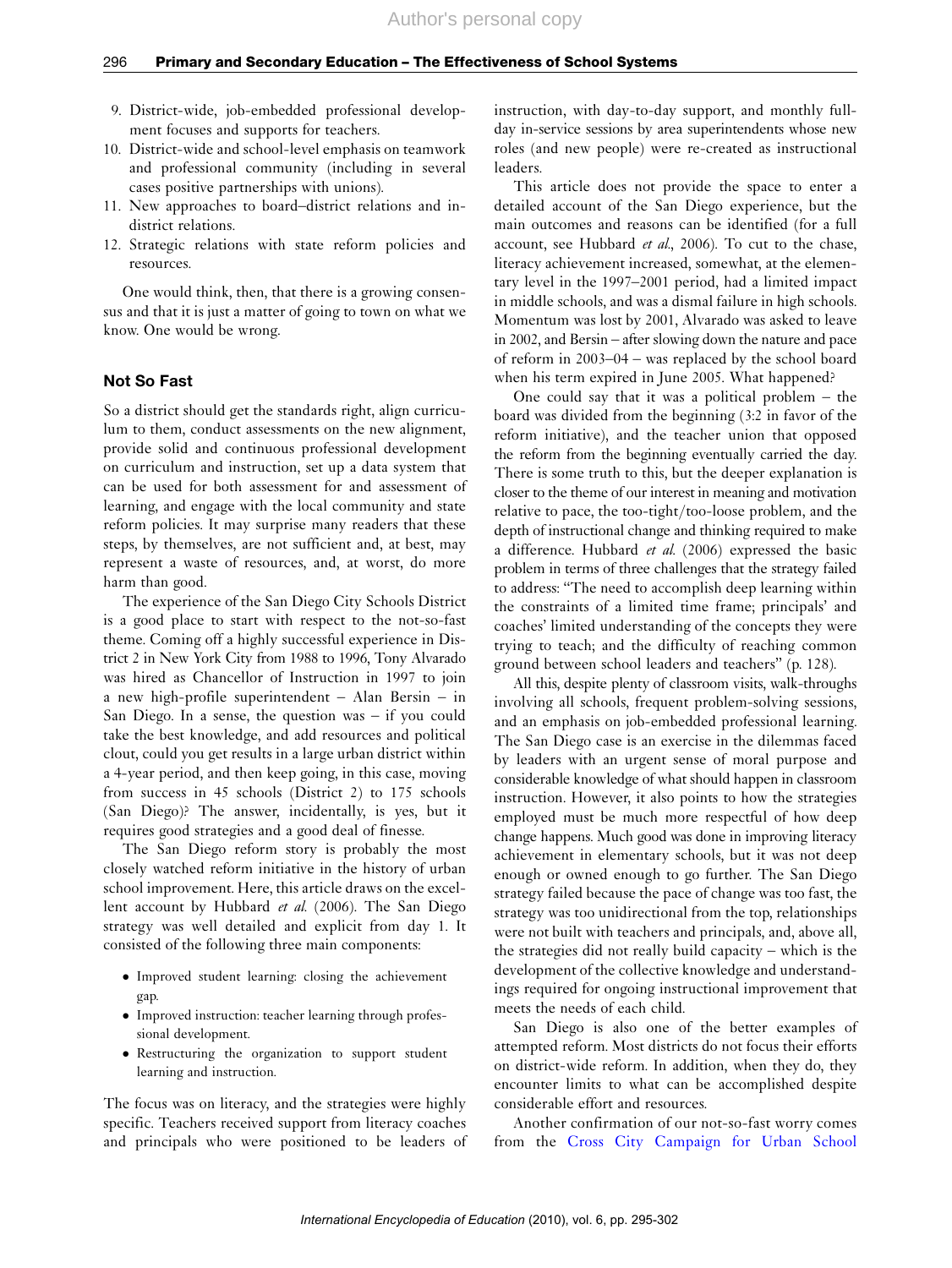9. District-wide, job-embedded professional development focuses and supports for teachers.
10. District-wide and school-level emphasis on teamwork and professional community (including in several cases positive partnerships with unions).
11. New approaches to board–district relations and in-district relations.
12. Strategic relations with state reform policies and resources.

One would think, then, that there is a growing consensus and that it is just a matter of going to town on what we know. One would be wrong.

### Not So Fast

So a district should get the standards right, align curriculum to them, conduct assessments on the new alignment, provide solid and continuous professional development on curriculum and instruction, set up a data system that can be used for both assessment for and assessment of learning, and engage with the local community and state reform policies. It may surprise many readers that these steps, by themselves, are not sufficient and, at best, may represent a waste of resources, and, at worst, do more harm than good.

The experience of the San Diego City Schools District is a good place to start with respect to the not-so-fast theme. Coming off a highly successful experience in District 2 in New York City from 1988 to 1996, Tony Alvarado was hired as Chancellor of Instruction in 1997 to join a new high-profile superintendent – Alan Bersin – in San Diego. In a sense, the question was – if you could take the best knowledge, and add resources and political clout, could you get results in a large urban district within a 4-year period, and then keep going, in this case, moving from success in 45 schools (District 2) to 175 schools (San Diego)? The answer, incidentally, is yes, but it requires good strategies and a good deal of finesse.

The San Diego reform story is probably the most closely watched reform initiative in the history of urban school improvement. Here, this article draws on the excellent account by Hubbard *et al.* (2006). The San Diego strategy was well detailed and explicit from day 1. It consisted of the following three main components:

- Improved student learning: closing the achievement gap.
- Improved instruction: teacher learning through professional development.
- Restructuring the organization to support student learning and instruction.

The focus was on literacy, and the strategies were highly specific. Teachers received support from literacy coaches and principals who were positioned to be leaders of instruction, with day-to-day support, and monthly full-day in-service sessions by area superintendents whose new roles (and new people) were re-created as instructional leaders.

This article does not provide the space to enter a detailed account of the San Diego experience, but the main outcomes and reasons can be identified (for a full account, see Hubbard *et al.*, 2006). To cut to the chase, literacy achievement increased, somewhat, at the elementary level in the 1997–2001 period, had a limited impact in middle schools, and was a dismal failure in high schools. Momentum was lost by 2001, Alvarado was asked to leave in 2002, and Bersin – after slowing down the nature and pace of reform in 2003–04 – was replaced by the school board when his term expired in June 2005. What happened?

One could say that it was a political problem – the board was divided from the beginning (3:2 in favor of the reform initiative), and the teacher union that opposed the reform from the beginning eventually carried the day. There is some truth to this, but the deeper explanation is closer to the theme of our interest in meaning and motivation relative to pace, the too-tight/too-loose problem, and the depth of instructional change and thinking required to make a difference. Hubbard *et al.* (2006) expressed the basic problem in terms of three challenges that the strategy failed to address: "The need to accomplish deep learning within the constraints of a limited time frame; principals' and coaches' limited understanding of the concepts they were trying to teach; and the difficulty of reaching common ground between school leaders and teachers" (p. 128).

All this, despite plenty of classroom visits, walk-throughs involving all schools, frequent problem-solving sessions, and an emphasis on job-embedded professional learning. The San Diego case is an exercise in the dilemmas faced by leaders with an urgent sense of moral purpose and considerable knowledge of what should happen in classroom instruction. However, it also points to how the strategies employed must be much more respectful of how deep change happens. Much good was done in improving literacy achievement in elementary schools, but it was not deep enough or owned enough to go further. The San Diego strategy failed because the pace of change was too fast, the strategy was too unidirectional from the top, relationships were not built with teachers and principals, and, above all, the strategies did not really build capacity – which is the development of the collective knowledge and understandings required for ongoing instructional improvement that meets the needs of each child.

San Diego is also one of the better examples of attempted reform. Most districts do not focus their efforts on district-wide reform. In addition, when they do, they encounter limits to what can be accomplished despite considerable effort and resources.

Another confirmation of our not-so-fast worry comes from the Cross City Campaign for Urban School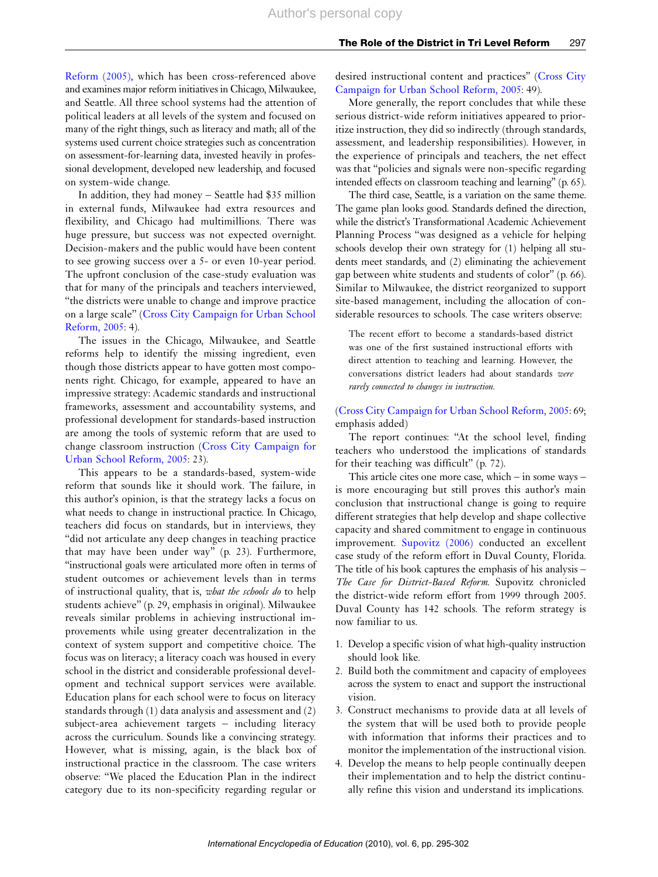Reform (2005), which has been cross-referenced above and examines major reform initiatives in Chicago, Milwaukee, and Seattle. All three school systems had the attention of political leaders at all levels of the system and focused on many of the right things, such as literacy and math; all of the systems used current choice strategies such as concentration on assessment-for-learning data, invested heavily in professional development, developed new leadership, and focused on system-wide change.

In addition, they had money – Seattle had $35 million in external funds, Milwaukee had extra resources and flexibility, and Chicago had multimillions. There was huge pressure, but success was not expected overnight. Decision-makers and the public would have been content to see growing success over a 5- or even 10-year period. The upfront conclusion of the case-study evaluation was that for many of the principals and teachers interviewed, "the districts were unable to change and improve practice on a large scale" (Cross City Campaign for Urban School Reform, 2005: 4).

The issues in the Chicago, Milwaukee, and Seattle reforms help to identify the missing ingredient, even though those districts appear to have gotten most components right. Chicago, for example, appeared to have an impressive strategy: Academic standards and instructional frameworks, assessment and accountability systems, and professional development for standards-based instruction are among the tools of systemic reform that are used to change classroom instruction (Cross City Campaign for Urban School Reform, 2005: 23).

This appears to be a standards-based, system-wide reform that sounds like it should work. The failure, in this author's opinion, is that the strategy lacks a focus on what needs to change in instructional practice. In Chicago, teachers did focus on standards, but in interviews, they "did not articulate any deep changes in teaching practice that may have been under way" (p. 23). Furthermore, "instructional goals were articulated more often in terms of student outcomes or achievement levels than in terms of instructional quality, that is, *what the schools do* to help students achieve" (p. 29, emphasis in original). Milwaukee reveals similar problems in achieving instructional improvements while using greater decentralization in the context of system support and competitive choice. The focus was on literacy; a literacy coach was housed in every school in the district and considerable professional development and technical support services were available. Education plans for each school were to focus on literacy standards through (1) data analysis and assessment and (2) subject-area achievement targets – including literacy across the curriculum. Sounds like a convincing strategy. However, what is missing, again, is the black box of instructional practice in the classroom. The case writers observe: "We placed the Education Plan in the indirect category due to its non-specificity regarding regular or desired instructional content and practices" (Cross City Campaign for Urban School Reform, 2005: 49).

More generally, the report concludes that while these serious district-wide reform initiatives appeared to prioritize instruction, they did so indirectly (through standards, assessment, and leadership responsibilities). However, in the experience of principals and teachers, the net effect was that "policies and signals were non-specific regarding intended effects on classroom teaching and learning" (p. 65).

The third case, Seattle, is a variation on the same theme. The game plan looks good. Standards defined the direction, while the district's Transformational Academic Achievement Planning Process "was designed as a vehicle for helping schools develop their own strategy for (1) helping all students meet standards, and (2) eliminating the achievement gap between white students and students of color" (p. 66). Similar to Milwaukee, the district reorganized to support site-based management, including the allocation of considerable resources to schools. The case writers observe:

> The recent effort to become a standards-based district was one of the first sustained instructional efforts with direct attention to teaching and learning. However, the conversations district leaders had about standards *were rarely connected to changes in instruction.*

(Cross City Campaign for Urban School Reform, 2005: 69; emphasis added)

The report continues: "At the school level, finding teachers who understood the implications of standards for their teaching was difficult" (p. 72).

This article cites one more case, which – in some ways – is more encouraging but still proves this author's main conclusion that instructional change is going to require different strategies that help develop and shape collective capacity and shared commitment to engage in continuous improvement. Supovitz (2006) conducted an excellent case study of the reform effort in Duval County, Florida. The title of his book captures the emphasis of his analysis – *The Case for District-Based Reform.* Supovitz chronicled the district-wide reform effort from 1999 through 2005. Duval County has 142 schools. The reform strategy is now familiar to us.

1. Develop a specific vision of what high-quality instruction should look like.
2. Build both the commitment and capacity of employees across the system to enact and support the instructional vision.
3. Construct mechanisms to provide data at all levels of the system that will be used both to provide people with information that informs their practices and to monitor the implementation of the instructional vision.
4. Develop the means to help people continually deepen their implementation and to help the district continually refine this vision and understand its implications.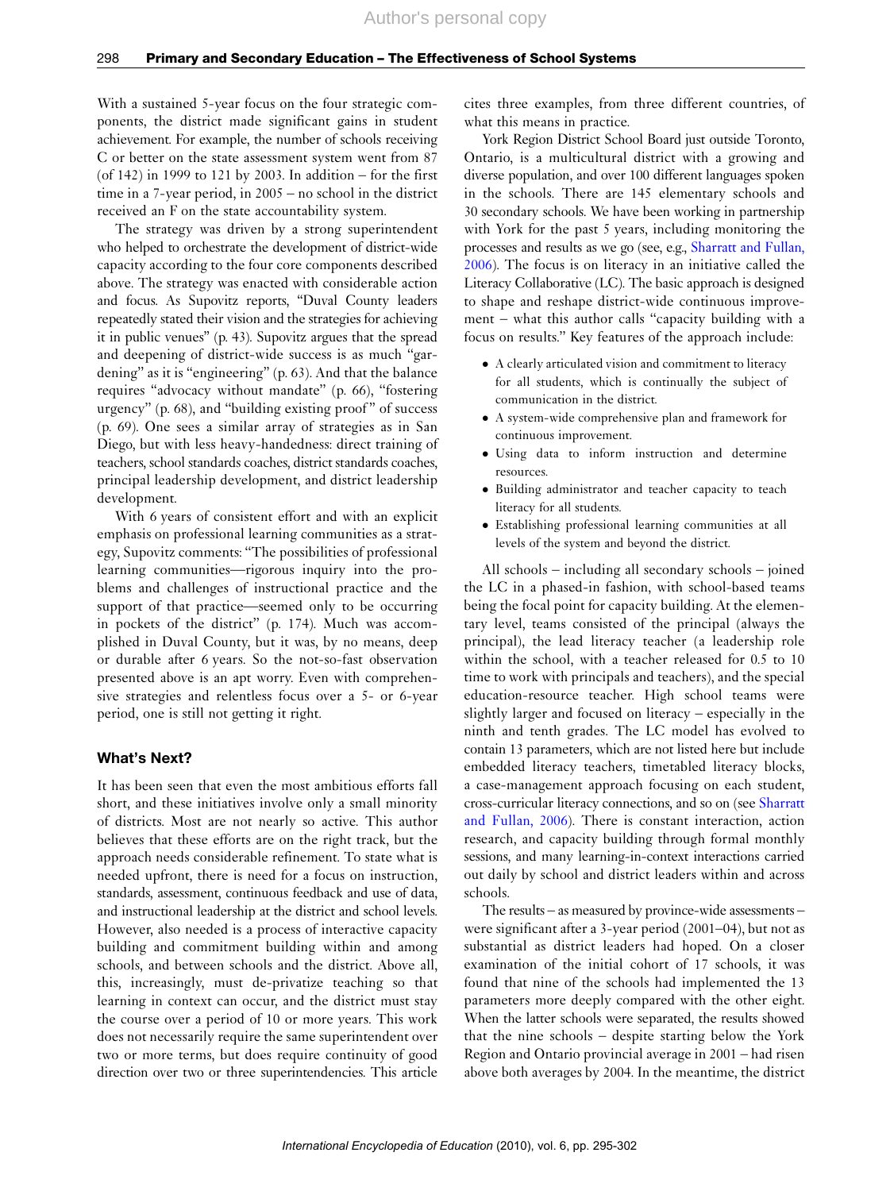With a sustained 5-year focus on the four strategic components, the district made significant gains in student achievement. For example, the number of schools receiving C or better on the state assessment system went from 87 (of 142) in 1999 to 121 by 2003. In addition – for the first time in a 7-year period, in 2005 – no school in the district received an F on the state accountability system.

The strategy was driven by a strong superintendent who helped to orchestrate the development of district-wide capacity according to the four core components described above. The strategy was enacted with considerable action and focus. As Supovitz reports, "Duval County leaders repeatedly stated their vision and the strategies for achieving it in public venues" (p. 43). Supovitz argues that the spread and deepening of district-wide success is as much "gardening" as it is "engineering" (p. 63). And that the balance requires "advocacy without mandate" (p. 66), "fostering urgency" (p. 68), and "building existing proof" of success (p. 69). One sees a similar array of strategies as in San Diego, but with less heavy-handedness: direct training of teachers, school standards coaches, district standards coaches, principal leadership development, and district leadership development.

With 6 years of consistent effort and with an explicit emphasis on professional learning communities as a strategy, Supovitz comments: "The possibilities of professional learning communities—rigorous inquiry into the problems and challenges of instructional practice and the support of that practice—seemed only to be occurring in pockets of the district" (p. 174). Much was accomplished in Duval County, but it was, by no means, deep or durable after 6 years. So the not-so-fast observation presented above is an apt worry. Even with comprehensive strategies and relentless focus over a 5- or 6-year period, one is still not getting it right.

## What's Next?

It has been seen that even the most ambitious efforts fall short, and these initiatives involve only a small minority of districts. Most are not nearly so active. This author believes that these efforts are on the right track, but the approach needs considerable refinement. To state what is needed upfront, there is need for a focus on instruction, standards, assessment, continuous feedback and use of data, and instructional leadership at the district and school levels. However, also needed is a process of interactive capacity building and commitment building within and among schools, and between schools and the district. Above all, this, increasingly, must de-privatize teaching so that learning in context can occur, and the district must stay the course over a period of 10 or more years. This work does not necessarily require the same superintendent over two or more terms, but does require continuity of good direction over two or three superintendencies. This article cites three examples, from three different countries, of what this means in practice.

York Region District School Board just outside Toronto, Ontario, is a multicultural district with a growing and diverse population, and over 100 different languages spoken in the schools. There are 145 elementary schools and 30 secondary schools. We have been working in partnership with York for the past 5 years, including monitoring the processes and results as we go (see, e.g., Sharratt and Fullan, 2006). The focus is on literacy in an initiative called the Literacy Collaborative (LC). The basic approach is designed to shape and reshape district-wide continuous improvement – what this author calls "capacity building with a focus on results." Key features of the approach include:

- A clearly articulated vision and commitment to literacy for all students, which is continually the subject of communication in the district.
- A system-wide comprehensive plan and framework for continuous improvement.
- Using data to inform instruction and determine resources.
- Building administrator and teacher capacity to teach literacy for all students.
- Establishing professional learning communities at all levels of the system and beyond the district.

All schools – including all secondary schools – joined the LC in a phased-in fashion, with school-based teams being the focal point for capacity building. At the elementary level, teams consisted of the principal (always the principal), the lead literacy teacher (a leadership role within the school, with a teacher released for 0.5 to 10 time to work with principals and teachers), and the special education-resource teacher. High school teams were slightly larger and focused on literacy – especially in the ninth and tenth grades. The LC model has evolved to contain 13 parameters, which are not listed here but include embedded literacy teachers, timetabled literacy blocks, a case-management approach focusing on each student, cross-curricular literacy connections, and so on (see Sharratt and Fullan, 2006). There is constant interaction, action research, and capacity building through formal monthly sessions, and many learning-in-context interactions carried out daily by school and district leaders within and across schools.

The results – as measured by province-wide assessments – were significant after a 3-year period (2001–04), but not as substantial as district leaders had hoped. On a closer examination of the initial cohort of 17 schools, it was found that nine of the schools had implemented the 13 parameters more deeply compared with the other eight. When the latter schools were separated, the results showed that the nine schools – despite starting below the York Region and Ontario provincial average in 2001 – had risen above both averages by 2004. In the meantime, the district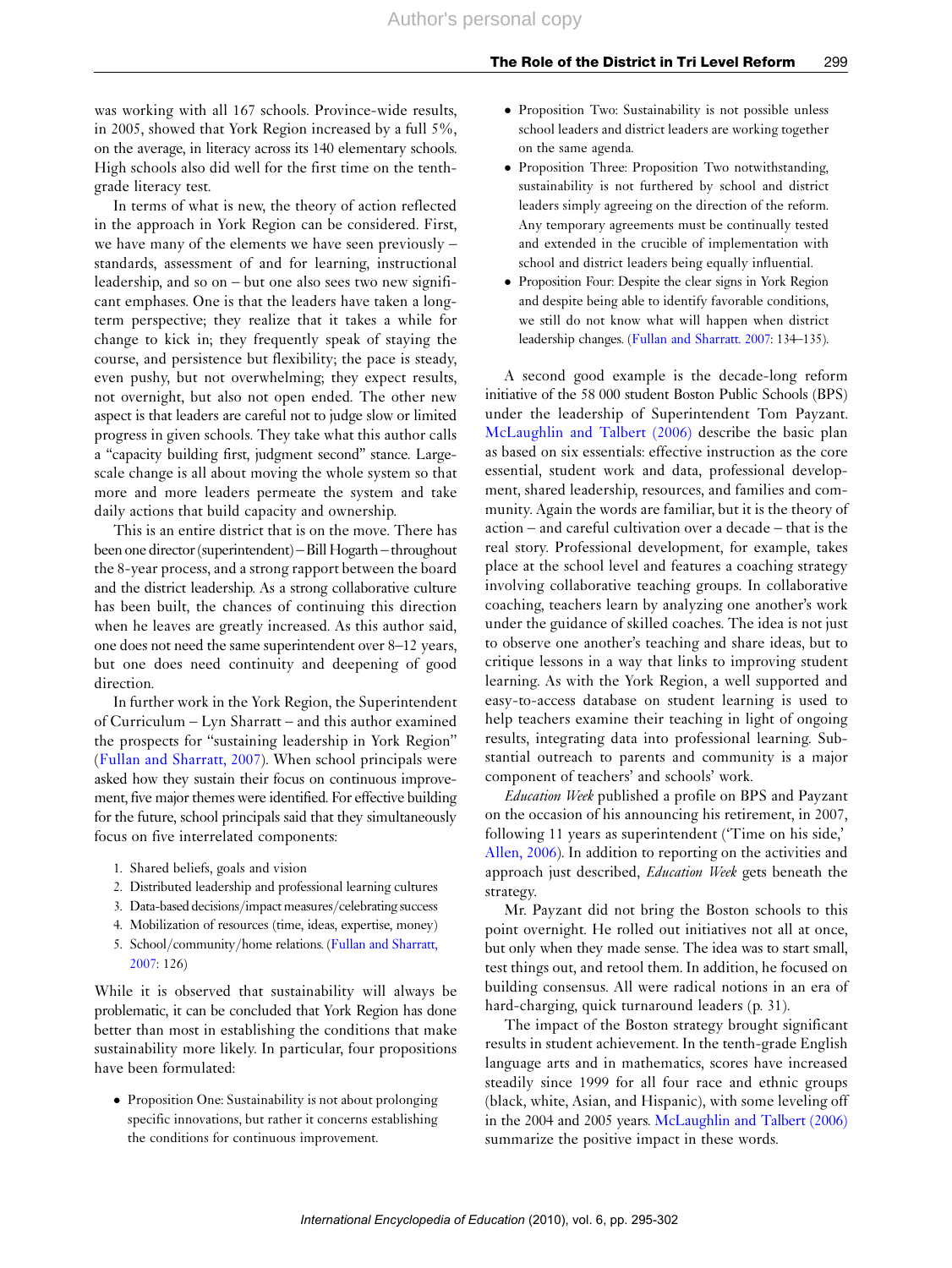was working with all 167 schools. Province-wide results, in 2005, showed that York Region increased by a full 5%, on the average, in literacy across its 140 elementary schools. High schools also did well for the first time on the tenth-grade literacy test.

In terms of what is new, the theory of action reflected in the approach in York Region can be considered. First, we have many of the elements we have seen previously – standards, assessment of and for learning, instructional leadership, and so on – but one also sees two new significant emphases. One is that the leaders have taken a long-term perspective; they realize that it takes a while for change to kick in; they frequently speak of staying the course, and persistence but flexibility; the pace is steady, even pushy, but not overwhelming; they expect results, not overnight, but also not open ended. The other new aspect is that leaders are careful not to judge slow or limited progress in given schools. They take what this author calls a "capacity building first, judgment second" stance. Large-scale change is all about moving the whole system so that more and more leaders permeate the system and take daily actions that build capacity and ownership.

This is an entire district that is on the move. There has been one director (superintendent) – Bill Hogarth – throughout the 8-year process, and a strong rapport between the board and the district leadership. As a strong collaborative culture has been built, the chances of continuing this direction when he leaves are greatly increased. As this author said, one does not need the same superintendent over 8–12 years, but one does need continuity and deepening of good direction.

In further work in the York Region, the Superintendent of Curriculum – Lyn Sharratt – and this author examined the prospects for "sustaining leadership in York Region" (Fullan and Sharratt, 2007). When school principals were asked how they sustain their focus on continuous improvement, five major themes were identified. For effective building for the future, school principals said that they simultaneously focus on five interrelated components:

1. Shared beliefs, goals and vision
2. Distributed leadership and professional learning cultures
3. Data-based decisions/impact measures/celebrating success
4. Mobilization of resources (time, ideas, expertise, money)
5. School/community/home relations. (Fullan and Sharratt, 2007: 126)

While it is observed that sustainability will always be problematic, it can be concluded that York Region has done better than most in establishing the conditions that make sustainability more likely. In particular, four propositions have been formulated:

- Proposition One: Sustainability is not about prolonging specific innovations, but rather it concerns establishing the conditions for continuous improvement.
- Proposition Two: Sustainability is not possible unless school leaders and district leaders are working together on the same agenda.
- Proposition Three: Proposition Two notwithstanding, sustainability is not furthered by school and district leaders simply agreeing on the direction of the reform. Any temporary agreements must be continually tested and extended in the crucible of implementation with school and district leaders being equally influential.
- Proposition Four: Despite the clear signs in York Region and despite being able to identify favorable conditions, we still do not know what will happen when district leadership changes. (Fullan and Sharratt, 2007: 134–135).

A second good example is the decade-long reform initiative of the 58 000 student Boston Public Schools (BPS) under the leadership of Superintendent Tom Payzant. McLaughlin and Talbert (2006) describe the basic plan as based on six essentials: effective instruction as the core essential, student work and data, professional development, shared leadership, resources, and families and community. Again the words are familiar, but it is the theory of action – and careful cultivation over a decade – that is the real story. Professional development, for example, takes place at the school level and features a coaching strategy involving collaborative teaching groups. In collaborative coaching, teachers learn by analyzing one another's work under the guidance of skilled coaches. The idea is not just to observe one another's teaching and share ideas, but to critique lessons in a way that links to improving student learning. As with the York Region, a well supported and easy-to-access database on student learning is used to help teachers examine their teaching in light of ongoing results, integrating data into professional learning. Substantial outreach to parents and community is a major component of teachers' and schools' work.

*Education Week* published a profile on BPS and Payzant on the occasion of his announcing his retirement, in 2007, following 11 years as superintendent ('Time on his side,' Allen, 2006). In addition to reporting on the activities and approach just described, *Education Week* gets beneath the strategy.

Mr. Payzant did not bring the Boston schools to this point overnight. He rolled out initiatives not all at once, but only when they made sense. The idea was to start small, test things out, and retool them. In addition, he focused on building consensus. All were radical notions in an era of hard-charging, quick turnaround leaders (p. 31).

The impact of the Boston strategy brought significant results in student achievement. In the tenth-grade English language arts and in mathematics, scores have increased steadily since 1999 for all four race and ethnic groups (black, white, Asian, and Hispanic), with some leveling off in the 2004 and 2005 years. McLaughlin and Talbert (2006) summarize the positive impact in these words.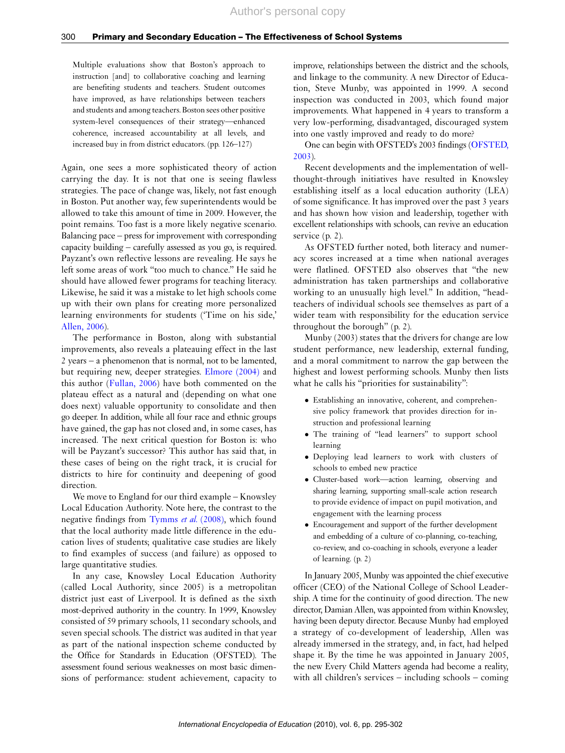> Multiple evaluations show that Boston's approach to instruction [and] to collaborative coaching and learning are benefiting students and teachers. Student outcomes have improved, as have relationships between teachers and students and among teachers. Boston sees other positive system-level consequences of their strategy—enhanced coherence, increased accountability at all levels, and increased buy in from district educators. (pp. 126–127)

Again, one sees a more sophisticated theory of action carrying the day. It is not that one is seeing flawless strategies. The pace of change was, likely, not fast enough in Boston. Put another way, few superintendents would be allowed to take this amount of time in 2009. However, the point remains. Too fast is a more likely negative scenario. Balancing pace – press for improvement with corresponding capacity building – carefully assessed as you go, is required. Payzant's own reflective lessons are revealing. He says he left some areas of work "too much to chance." He said he should have allowed fewer programs for teaching literacy. Likewise, he said it was a mistake to let high schools come up with their own plans for creating more personalized learning environments for students ('Time on his side,' Allen, 2006).

The performance in Boston, along with substantial improvements, also reveals a plateauing effect in the last 2 years – a phenomenon that is normal, not to be lamented, but requiring new, deeper strategies. Elmore (2004) and this author (Fullan, 2006) have both commented on the plateau effect as a natural and (depending on what one does next) valuable opportunity to consolidate and then go deeper. In addition, while all four race and ethnic groups have gained, the gap has not closed and, in some cases, has increased. The next critical question for Boston is: who will be Payzant's successor? This author has said that, in these cases of being on the right track, it is crucial for districts to hire for continuity and deepening of good direction.

We move to England for our third example – Knowsley Local Education Authority. Note here, the contrast to the negative findings from Tymms *et al.* (2008), which found that the local authority made little difference in the education lives of students; qualitative case studies are likely to find examples of success (and failure) as opposed to large quantitative studies.

In any case, Knowsley Local Education Authority (called Local Authority, since 2005) is a metropolitan district just east of Liverpool. It is defined as the sixth most-deprived authority in the country. In 1999, Knowsley consisted of 59 primary schools, 11 secondary schools, and seven special schools. The district was audited in that year as part of the national inspection scheme conducted by the Office for Standards in Education (OFSTED). The assessment found serious weaknesses on most basic dimensions of performance: student achievement, capacity to improve, relationships between the district and the schools, and linkage to the community. A new Director of Education, Steve Munby, was appointed in 1999. A second inspection was conducted in 2003, which found major improvements. What happened in 4 years to transform a very low-performing, disadvantaged, discouraged system into one vastly improved and ready to do more?

One can begin with OFSTED's 2003 findings (OFSTED, 2003).

> Recent developments and the implementation of well-thought-through initiatives have resulted in Knowsley establishing itself as a local education authority (LEA) of some significance. It has improved over the past 3 years and has shown how vision and leadership, together with excellent relationships with schools, can revive an education service (p. 2).

As OFSTED further noted, both literacy and numeracy scores increased at a time when national averages were flatlined. OFSTED also observes that "the new administration has taken partnerships and collaborative working to an unusually high level." In addition, "headteachers of individual schools see themselves as part of a wider team with responsibility for the education service throughout the borough" (p. 2).

Munby (2003) states that the drivers for change are low student performance, new leadership, external funding, and a moral commitment to narrow the gap between the highest and lowest performing schools. Munby then lists what he calls his "priorities for sustainability":

- Establishing an innovative, coherent, and comprehensive policy framework that provides direction for instruction and professional learning
- The training of "lead learners" to support school learning
- Deploying lead learners to work with clusters of schools to embed new practice
- Cluster-based work—action learning, observing and sharing learning, supporting small-scale action research to provide evidence of impact on pupil motivation, and engagement with the learning process
- Encouragement and support of the further development and embedding of a culture of co-planning, co-teaching, co-review, and co-coaching in schools, everyone a leader of learning. (p. 2)

In January 2005, Munby was appointed the chief executive officer (CEO) of the National College of School Leadership. A time for the continuity of good direction. The new director, Damian Allen, was appointed from within Knowsley, having been deputy director. Because Munby had employed a strategy of co-development of leadership, Allen was already immersed in the strategy, and, in fact, had helped shape it. By the time he was appointed in January 2005, the new Every Child Matters agenda had become a reality, with all children's services – including schools – coming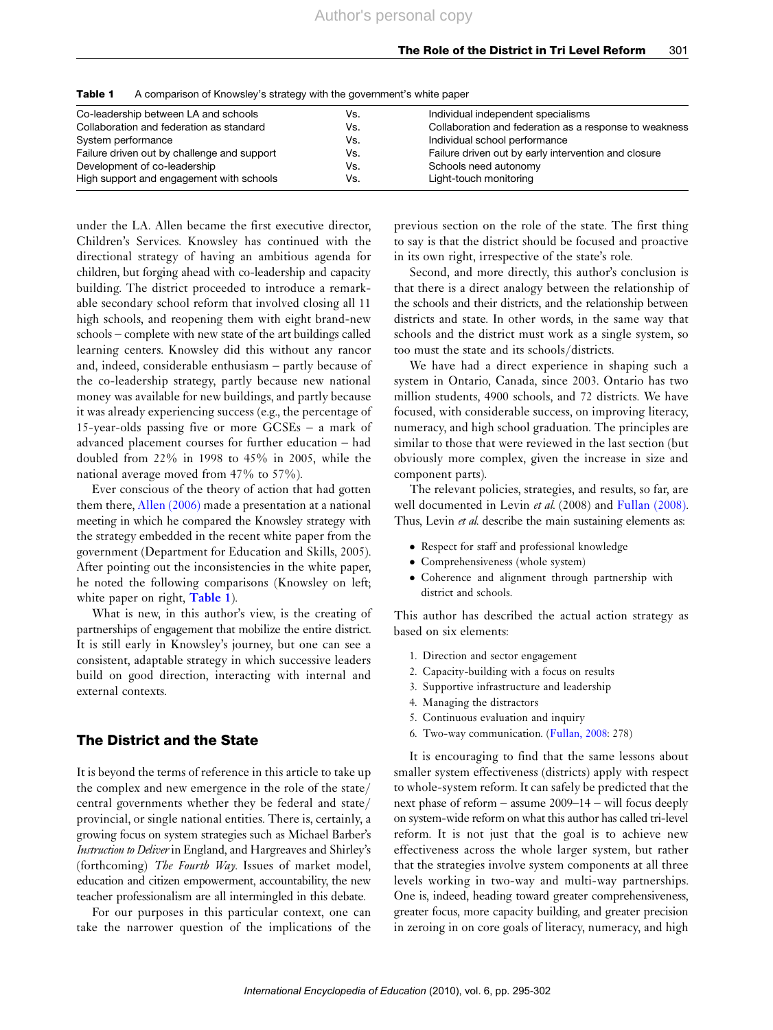**Table 1** A comparison of Knowsley's strategy with the government's white paper

| | | |
|---|---|---|
| Co-leadership between LA and schools | Vs. | Individual independent specialisms |
| Collaboration and federation as standard | Vs. | Collaboration and federation as a response to weakness |
| System performance | Vs. | Individual school performance |
| Failure driven out by challenge and support | Vs. | Failure driven out by early intervention and closure |
| Development of co-leadership | Vs. | Schools need autonomy |
| High support and engagement with schools | Vs. | Light-touch monitoring |

under the LA. Allen became the first executive director, Children's Services. Knowsley has continued with the directional strategy of having an ambitious agenda for children, but forging ahead with co-leadership and capacity building. The district proceeded to introduce a remarkable secondary school reform that involved closing all 11 high schools, and reopening them with eight brand-new schools – complete with new state of the art buildings called learning centers. Knowsley did this without any rancor and, indeed, considerable enthusiasm – partly because of the co-leadership strategy, partly because new national money was available for new buildings, and partly because it was already experiencing success (e.g., the percentage of 15-year-olds passing five or more GCSEs – a mark of advanced placement courses for further education – had doubled from 22% in 1998 to 45% in 2005, while the national average moved from 47% to 57%).

Ever conscious of the theory of action that had gotten them there, Allen (2006) made a presentation at a national meeting in which he compared the Knowsley strategy with the strategy embedded in the recent white paper from the government (Department for Education and Skills, 2005). After pointing out the inconsistencies in the white paper, he noted the following comparisons (Knowsley on left; white paper on right, Table 1).

What is new, in this author's view, is the creating of partnerships of engagement that mobilize the entire district. It is still early in Knowsley's journey, but one can see a consistent, adaptable strategy in which successive leaders build on good direction, interacting with internal and external contexts.

## The District and the State

It is beyond the terms of reference in this article to take up the complex and new emergence in the role of the state/central governments whether they be federal and state/provincial, or single national entities. There is, certainly, a growing focus on system strategies such as Michael Barber's *Instruction to Deliver* in England, and Hargreaves and Shirley's (forthcoming) *The Fourth Way*. Issues of market model, education and citizen empowerment, accountability, the new teacher professionalism are all intermingled in this debate.

For our purposes in this particular context, one can take the narrower question of the implications of the previous section on the role of the state. The first thing to say is that the district should be focused and proactive in its own right, irrespective of the state's role.

Second, and more directly, this author's conclusion is that there is a direct analogy between the relationship of the schools and their districts, and the relationship between districts and state. In other words, in the same way that schools and the district must work as a single system, so too must the state and its schools/districts.

We have had a direct experience in shaping such a system in Ontario, Canada, since 2003. Ontario has two million students, 4900 schools, and 72 districts. We have focused, with considerable success, on improving literacy, numeracy, and high school graduation. The principles are similar to those that were reviewed in the last section (but obviously more complex, given the increase in size and component parts).

The relevant policies, strategies, and results, so far, are well documented in Levin *et al.* (2008) and Fullan (2008). Thus, Levin *et al.* describe the main sustaining elements as:

- Respect for staff and professional knowledge
- Comprehensiveness (whole system)
- Coherence and alignment through partnership with district and schools.

This author has described the actual action strategy as based on six elements:

1. Direction and sector engagement
2. Capacity-building with a focus on results
3. Supportive infrastructure and leadership
4. Managing the distractors
5. Continuous evaluation and inquiry
6. Two-way communication. (Fullan, 2008: 278)

It is encouraging to find that the same lessons about smaller system effectiveness (districts) apply with respect to whole-system reform. It can safely be predicted that the next phase of reform – assume 2009–14 – will focus deeply on system-wide reform on what this author has called tri-level reform. It is not just that the goal is to achieve new effectiveness across the whole larger system, but rather that the strategies involve system components at all three levels working in two-way and multi-way partnerships. One is, indeed, heading toward greater comprehensiveness, greater focus, more capacity building, and greater precision in zeroing in on core goals of literacy, numeracy, and high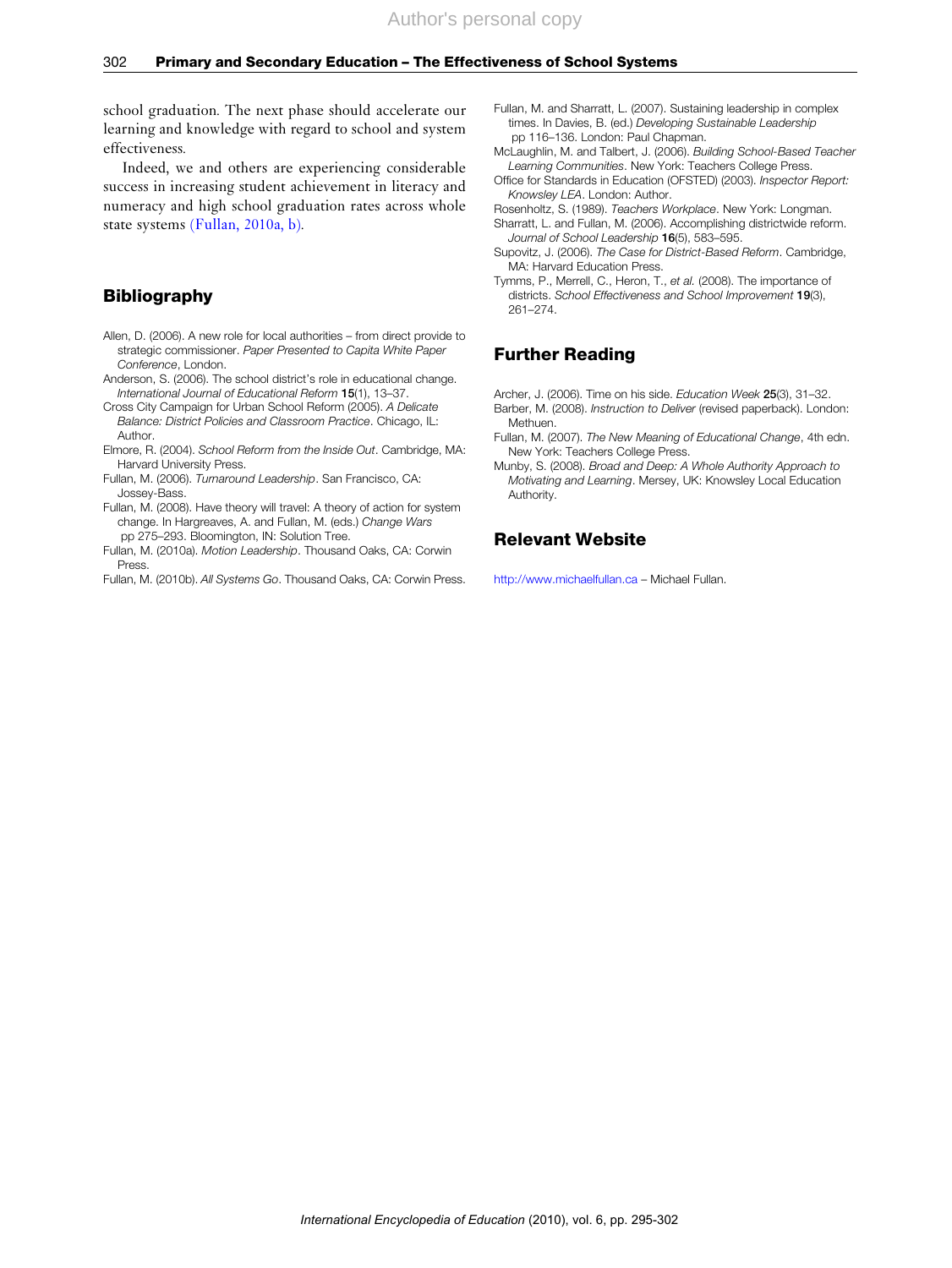school graduation. The next phase should accelerate our learning and knowledge with regard to school and system effectiveness.

Indeed, we and others are experiencing considerable success in increasing student achievement in literacy and numeracy and high school graduation rates across whole state systems (Fullan, 2010a, b).

## Bibliography

Allen, D. (2006). A new role for local authorities – from direct provide to strategic commissioner. *Paper Presented to Capita White Paper Conference*, London.

Anderson, S. (2006). The school district's role in educational change. *International Journal of Educational Reform* **15**(1), 13–37.

Cross City Campaign for Urban School Reform (2005). *A Delicate Balance: District Policies and Classroom Practice*. Chicago, IL: Author.

Elmore, R. (2004). *School Reform from the Inside Out*. Cambridge, MA: Harvard University Press.

Fullan, M. (2006). *Turnaround Leadership*. San Francisco, CA: Jossey-Bass.

Fullan, M. (2008). Have theory will travel: A theory of action for system change. In Hargreaves, A. and Fullan, M. (eds.) *Change Wars* pp 275–293. Bloomington, IN: Solution Tree.

Fullan, M. (2010a). *Motion Leadership*. Thousand Oaks, CA: Corwin Press.

Fullan, M. (2010b). *All Systems Go*. Thousand Oaks, CA: Corwin Press.

Fullan, M. and Sharratt, L. (2007). Sustaining leadership in complex times. In Davies, B. (ed.) *Developing Sustainable Leadership* pp 116–136. London: Paul Chapman.

McLaughlin, M. and Talbert, J. (2006). *Building School-Based Teacher Learning Communities*. New York: Teachers College Press.

Office for Standards in Education (OFSTED) (2003). *Inspector Report: Knowsley LEA*. London: Author.

Rosenholtz, S. (1989). *Teachers Workplace*. New York: Longman.

Sharratt, L. and Fullan, M. (2006). Accomplishing districtwide reform. *Journal of School Leadership* **16**(5), 583–595.

Supovitz, J. (2006). *The Case for District-Based Reform*. Cambridge, MA: Harvard Education Press.

Tymms, P., Merrell, C., Heron, T., *et al.* (2008). The importance of districts. *School Effectiveness and School Improvement* **19**(3), 261–274.

## Further Reading

Archer, J. (2006). Time on his side. *Education Week* **25**(3), 31–32.

Barber, M. (2008). *Instruction to Deliver* (revised paperback). London: Methuen.

Fullan, M. (2007). *The New Meaning of Educational Change*, 4th edn. New York: Teachers College Press.

Munby, S. (2008). *Broad and Deep: A Whole Authority Approach to Motivating and Learning*. Mersey, UK: Knowsley Local Education Authority.

## Relevant Website

http://www.michaelfullan.ca – Michael Fullan.